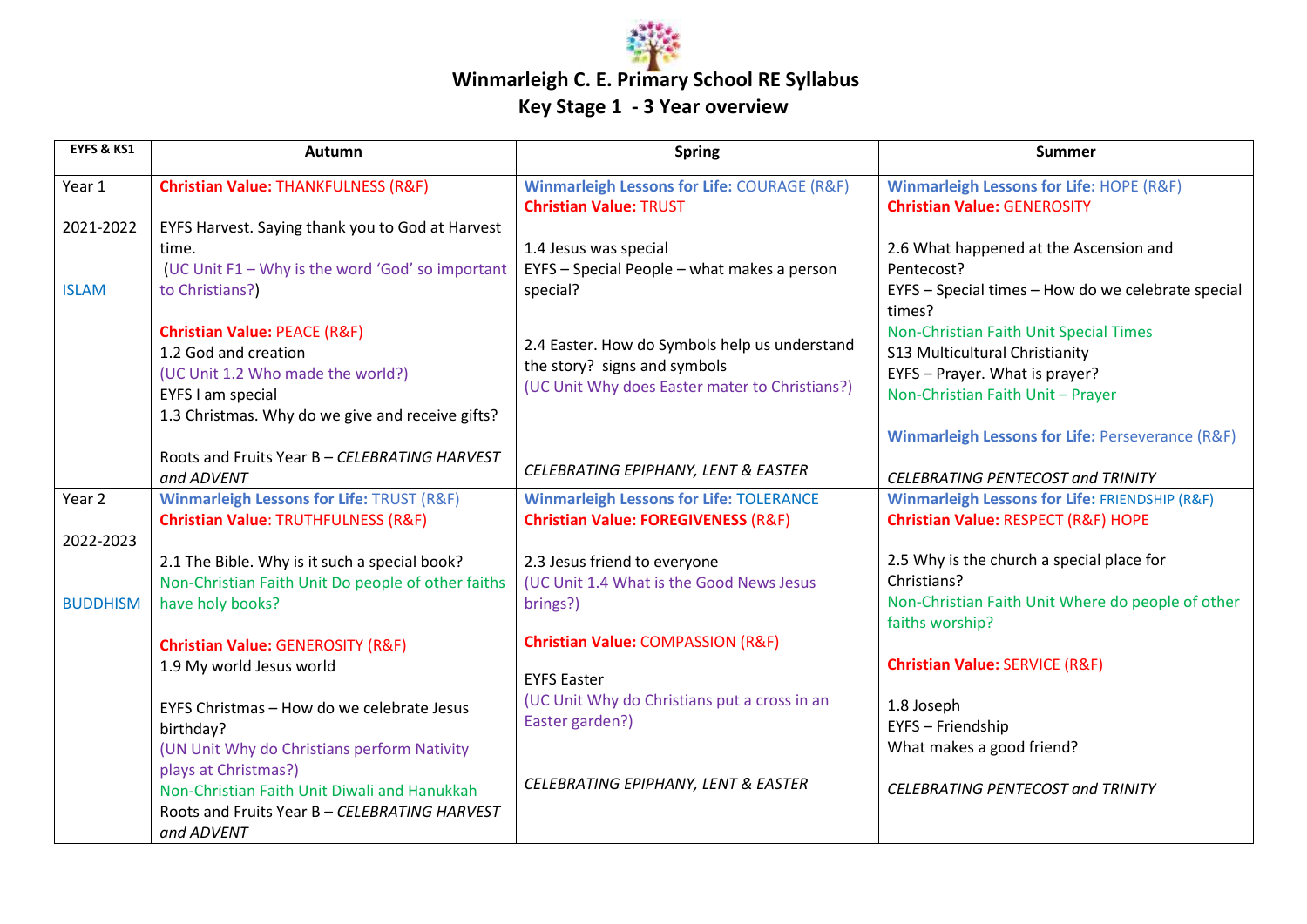# Winmarleigh C. E. Primary School RE Syllabus

## Key Stage 1 - 3 Year overview

| EYFS & KS1 | Autumn | Spring | Summer |
|---|---|---|---|
| Year 1<br><br>2021-2022<br><br>ISLAM | **Christian Value:** THANKFULNESS (R&F)<br><br>EYFS Harvest. Saying thank you to God at Harvest time.<br>(UC Unit F1 – Why is the word 'God' so important to Christians?)<br><br>**Christian Value:** PEACE (R&F)<br>1.2 God and creation<br>(UC Unit 1.2 Who made the world?)<br>EYFS I am special<br>1.3 Christmas. Why do we give and receive gifts?<br><br>Roots and Fruits Year B – *CELEBRATING HARVEST and ADVENT* | **Winmarleigh Lessons for Life:** COURAGE (R&F)<br>**Christian Value:** TRUST<br><br>1.4 Jesus was special<br>EYFS – Special People – what makes a person special?<br><br>2.4 Easter. How do Symbols help us understand the story? signs and symbols<br>(UC Unit Why does Easter mater to Christians?)<br><br>*CELEBRATING EPIPHANY, LENT & EASTER* | **Winmarleigh Lessons for Life:** HOPE (R&F)<br>**Christian Value:** GENEROSITY<br><br>2.6 What happened at the Ascension and Pentecost?<br>EYFS – Special times – How do we celebrate special times?<br>Non-Christian Faith Unit Special Times<br>S13 Multicultural Christianity<br>EYFS – Prayer. What is prayer?<br>Non-Christian Faith Unit – Prayer<br><br>**Winmarleigh Lessons for Life:** Perseverance (R&F)<br><br>*CELEBRATING PENTECOST and TRINITY* |
| Year 2<br><br>2022-2023<br><br>BUDDHISM | **Winmarleigh Lessons for Life:** TRUST (R&F)<br>**Christian Value**: TRUTHFULNESS (R&F)<br><br>2.1 The Bible. Why is it such a special book?<br>Non-Christian Faith Unit Do people of other faiths have holy books?<br><br>**Christian Value:** GENEROSITY (R&F)<br>1.9 My world Jesus world<br><br>EYFS Christmas – How do we celebrate Jesus birthday?<br>(UN Unit Why do Christians perform Nativity plays at Christmas?)<br>Non-Christian Faith Unit Diwali and Hanukkah<br>Roots and Fruits Year B – *CELEBRATING HARVEST and ADVENT* | **Winmarleigh Lessons for Life:** TOLERANCE<br>**Christian Value: FOREGIVENESS** (R&F)<br><br>2.3 Jesus friend to everyone<br>(UC Unit 1.4 What is the Good News Jesus brings?)<br><br>**Christian Value:** COMPASSION (R&F)<br><br>EYFS Easter<br>(UC Unit Why do Christians put a cross in an Easter garden?)<br><br>*CELEBRATING EPIPHANY, LENT & EASTER* | **Winmarleigh Lessons for Life:** FRIENDSHIP (R&F)<br>**Christian Value:** RESPECT (R&F) HOPE<br><br>2.5 Why is the church a special place for Christians?<br>Non-Christian Faith Unit Where do people of other faiths worship?<br><br>**Christian Value:** SERVICE (R&F)<br><br>1.8 Joseph<br>EYFS – Friendship<br>What makes a good friend?<br><br>*CELEBRATING PENTECOST and TRINITY* |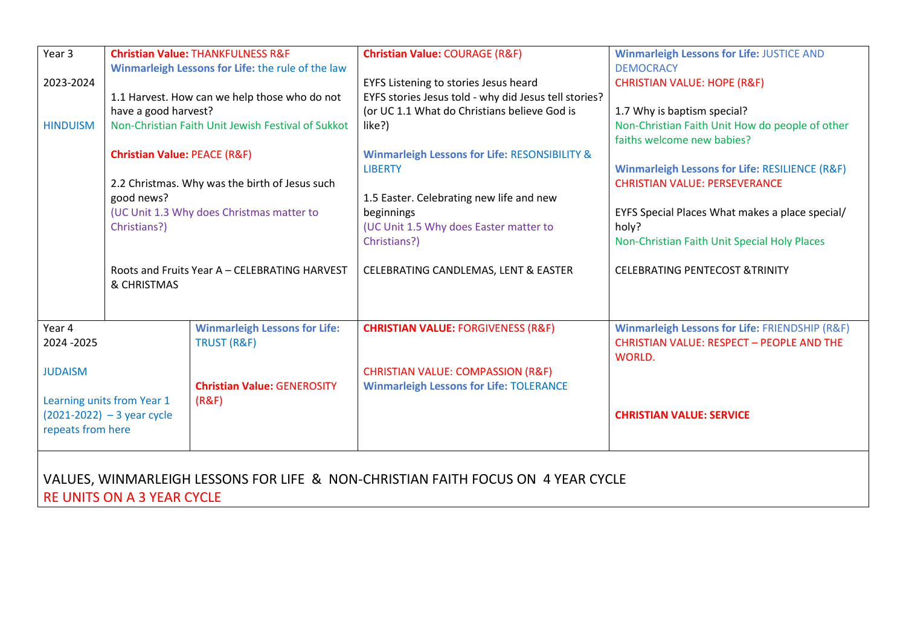| | | | | |
|---|---|---|---|---|
| Year 3<br><br>2023-2024<br><br>HINDUISM | **Christian Value:** THANKFULNESS R&F<br>**Winmarleigh Lessons for Life:** the rule of the law<br><br>1.1 Harvest. How can we help those who do not have a good harvest?<br>Non-Christian Faith Unit Jewish Festival of Sukkot<br><br>**Christian Value:** PEACE (R&F)<br><br>2.2 Christmas. Why was the birth of Jesus such good news?<br>(UC Unit 1.3 Why does Christmas matter to Christians?)<br><br>Roots and Fruits Year A – CELEBRATING HARVEST & CHRISTMAS | | **Christian Value:** COURAGE (R&F)<br><br>EYFS Listening to stories Jesus heard<br>EYFS stories Jesus told - why did Jesus tell stories? (or UC 1.1 What do Christians believe God is like?)<br><br>**Winmarleigh Lessons for Life:** RESONSIBILITY & LIBERTY<br><br>1.5 Easter. Celebrating new life and new beginnings<br>(UC Unit 1.5 Why does Easter matter to Christians?)<br><br>CELEBRATING CANDLEMAS, LENT & EASTER | **Winmarleigh Lessons for Life:** JUSTICE AND DEMOCRACY<br>CHRISTIAN VALUE: HOPE (R&F)<br><br>1.7 Why is baptism special?<br>Non-Christian Faith Unit How do people of other faiths welcome new babies?<br><br>**Winmarleigh Lessons for Life:** RESILIENCE (R&F)<br>CHRISTIAN VALUE: PERSEVERANCE<br><br>EYFS Special Places What makes a place special/ holy?<br>Non-Christian Faith Unit Special Holy Places<br><br>CELEBRATING PENTECOST &TRINITY |
| Year 4<br>2024 -2025<br><br>JUDAISM<br><br>Learning units from Year 1 (2021-2022) – 3 year cycle repeats from here | | **Winmarleigh Lessons for Life:** TRUST (R&F)<br><br>**Christian Value:** GENEROSITY (R&F) | **CHRISTIAN VALUE:** FORGIVENESS (R&F)<br><br>CHRISTIAN VALUE: COMPASSION (R&F)<br>**Winmarleigh Lessons for Life:** TOLERANCE | **Winmarleigh Lessons for Life:** FRIENDSHIP (R&F)<br>CHRISTIAN VALUE: RESPECT – PEOPLE AND THE WORLD.<br><br>**CHRISTIAN VALUE: SERVICE** |

VALUES, WINMARLEIGH LESSONS FOR LIFE & NON-CHRISTIAN FAITH FOCUS ON 4 YEAR CYCLE
RE UNITS ON A 3 YEAR CYCLE